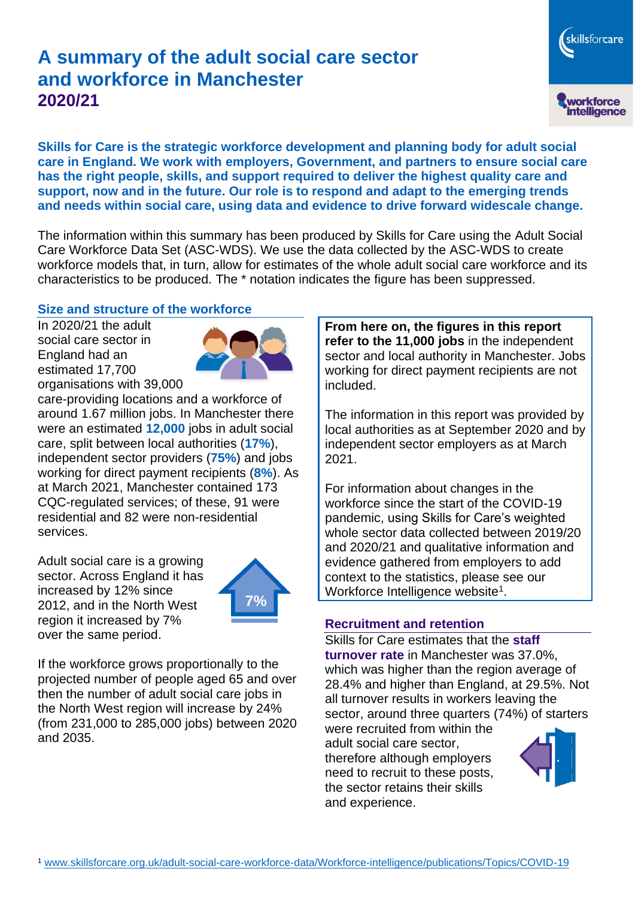# A summary of the adult social care sector and workforce in Manchester 2020/21

**Skills for Care is the strategic workforce development and planning body for adult social care in England. We work with employers, Government, and partners to ensure social care has the right people, skills, and support required to deliver the highest quality care and support, now and in the future. Our role is to respond and adapt to the emerging trends and needs within social care, using data and evidence to drive forward widescale change.**

The information within this summary has been produced by Skills for Care using the Adult Social Care Workforce Data Set (ASC-WDS). We use the data collected by the ASC-WDS to create workforce models that, in turn, allow for estimates of the whole adult social care workforce and its characteristics to be produced. The * notation indicates the figure has been suppressed.

## Size and structure of the workforce

In 2020/21 the adult social care sector in England had an estimated 17,700 organisations with 39,000 care-providing locations and a workforce of around 1.67 million jobs. In Manchester there were an estimated **12,000** jobs in adult social care, split between local authorities (**17%**), independent sector providers (**75%**) and jobs working for direct payment recipients (**8%**). As at March 2021, Manchester contained 173 CQC-regulated services; of these, 91 were residential and 82 were non-residential services.

Adult social care is a growing sector. Across England it has increased by 12% since 2012, and in the North West region it increased by 7% over the same period.

7%

If the workforce grows proportionally to the projected number of people aged 65 and over then the number of adult social care jobs in the North West region will increase by 24% (from 231,000 to 285,000 jobs) between 2020 and 2035.

**From here on, the figures in this report refer to the 11,000 jobs** in the independent sector and local authority in Manchester. Jobs working for direct payment recipients are not included.

The information in this report was provided by local authorities as at September 2020 and by independent sector employers as at March 2021.

For information about changes in the workforce since the start of the COVID-19 pandemic, using Skills for Care's weighted whole sector data collected between 2019/20 and 2020/21 and qualitative information and evidence gathered from employers to add context to the statistics, please see our Workforce Intelligence website[1].

## Recruitment and retention

Skills for Care estimates that the **staff turnover rate** in Manchester was 37.0%, which was higher than the region average of 28.4% and higher than England, at 29.5%. Not all turnover results in workers leaving the sector, around three quarters (74%) of starters were recruited from within the adult social care sector, therefore although employers need to recruit to these posts, the sector retains their skills and experience.

[1] www.skillsforcare.org.uk/adult-social-care-workforce-data/Workforce-intelligence/publications/Topics/COVID-19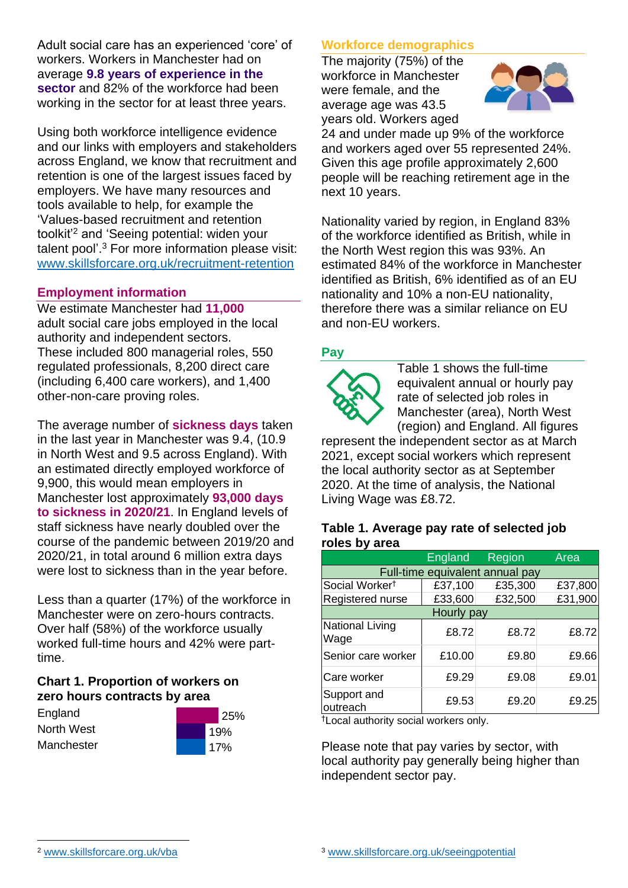Adult social care has an experienced 'core' of workers. Workers in Manchester had on average **9.8 years of experience in the sector** and 82% of the workforce had been working in the sector for at least three years.

Using both workforce intelligence evidence and our links with employers and stakeholders across England, we know that recruitment and retention is one of the largest issues faced by employers. We have many resources and tools available to help, for example the 'Values-based recruitment and retention toolkit'[2] and 'Seeing potential: widen your talent pool'.[3] For more information please visit: www.skillsforcare.org.uk/recruitment-retention

## Employment information

We estimate Manchester had **11,000** adult social care jobs employed in the local authority and independent sectors. These included 800 managerial roles, 550 regulated professionals, 8,200 direct care (including 6,400 care workers), and 1,400 other-non-care proving roles.

The average number of **sickness days** taken in the last year in Manchester was 9.4, (10.9 in North West and 9.5 across England). With an estimated directly employed workforce of 9,900, this would mean employers in Manchester lost approximately **93,000 days to sickness in 2020/21**. In England levels of staff sickness have nearly doubled over the course of the pandemic between 2019/20 and 2020/21, in total around 6 million extra days were lost to sickness than in the year before.

Less than a quarter (17%) of the workforce in Manchester were on zero-hours contracts. Over half (58%) of the workforce usually worked full-time hours and 42% were part-time.

### Chart 1. Proportion of workers on zero hours contracts by area

| Area | Proportion |
|---|---|
| England | 25% |
| North West | 19% |
| Manchester | 17% |

## Workforce demographics

The majority (75%) of the workforce in Manchester were female, and the average age was 43.5 years old. Workers aged 24 and under made up 9% of the workforce and workers aged over 55 represented 24%. Given this age profile approximately 2,600 people will be reaching retirement age in the next 10 years.

Nationality varied by region, in England 83% of the workforce identified as British, while in the North West region this was 93%. An estimated 84% of the workforce in Manchester identified as British, 6% identified as of an EU nationality and 10% a non-EU nationality, therefore there was a similar reliance on EU and non-EU workers.

## Pay

Table 1 shows the full-time equivalent annual or hourly pay rate of selected job roles in Manchester (area), North West (region) and England. All figures represent the independent sector as at March 2021, except social workers which represent the local authority sector as at September 2020. At the time of analysis, the National Living Wage was £8.72.

### Table 1. Average pay rate of selected job roles by area

| | England | Region | Area |
|---|---|---|---|
| Full-time equivalent annual pay | | | |
| Social Worker† | £37,100 | £35,300 | £37,800 |
| Registered nurse | £33,600 | £32,500 | £31,900 |
| Hourly pay | | | |
| National Living Wage | £8.72 | £8.72 | £8.72 |
| Senior care worker | £10.00 | £9.80 | £9.66 |
| Care worker | £9.29 | £9.08 | £9.01 |
| Support and outreach | £9.53 | £9.20 | £9.25 |

†Local authority social workers only.

Please note that pay varies by sector, with local authority pay generally being higher than independent sector pay.

[2] www.skillsforcare.org.uk/vba

[3] www.skillsforcare.org.uk/seeingpotential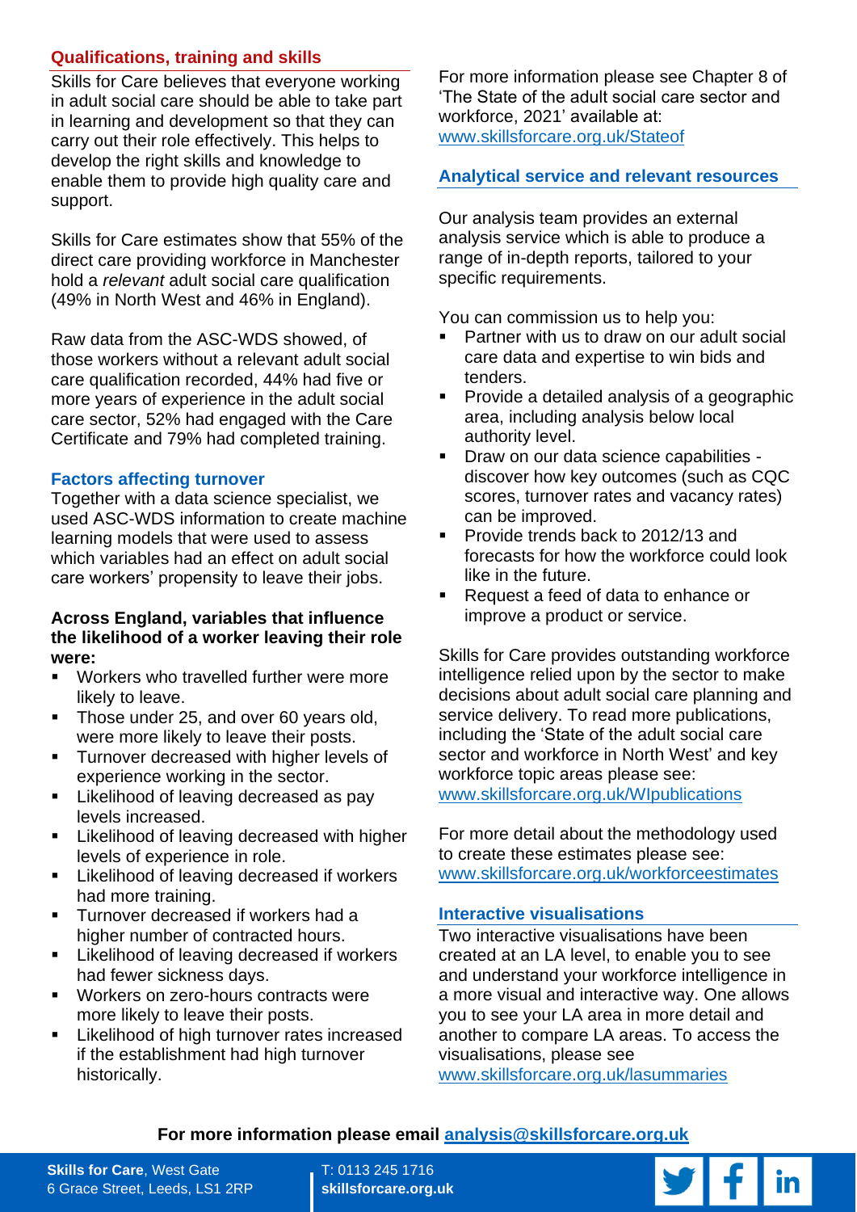## Qualifications, training and skills

Skills for Care believes that everyone working in adult social care should be able to take part in learning and development so that they can carry out their role effectively. This helps to develop the right skills and knowledge to enable them to provide high quality care and support.

Skills for Care estimates show that 55% of the direct care providing workforce in Manchester hold a *relevant* adult social care qualification (49% in North West and 46% in England).

Raw data from the ASC-WDS showed, of those workers without a relevant adult social care qualification recorded, 44% had five or more years of experience in the adult social care sector, 52% had engaged with the Care Certificate and 79% had completed training.

## Factors affecting turnover

Together with a data science specialist, we used ASC-WDS information to create machine learning models that were used to assess which variables had an effect on adult social care workers' propensity to leave their jobs.

**Across England, variables that influence the likelihood of a worker leaving their role were:**

- Workers who travelled further were more likely to leave.
- Those under 25, and over 60 years old, were more likely to leave their posts.
- Turnover decreased with higher levels of experience working in the sector.
- Likelihood of leaving decreased as pay levels increased.
- Likelihood of leaving decreased with higher levels of experience in role.
- Likelihood of leaving decreased if workers had more training.
- Turnover decreased if workers had a higher number of contracted hours.
- Likelihood of leaving decreased if workers had fewer sickness days.
- Workers on zero-hours contracts were more likely to leave their posts.
- Likelihood of high turnover rates increased if the establishment had high turnover historically.

For more information please see Chapter 8 of 'The State of the adult social care sector and workforce, 2021' available at: www.skillsforcare.org.uk/Stateof

## Analytical service and relevant resources

Our analysis team provides an external analysis service which is able to produce a range of in-depth reports, tailored to your specific requirements.

You can commission us to help you:

- Partner with us to draw on our adult social care data and expertise to win bids and tenders.
- Provide a detailed analysis of a geographic area, including analysis below local authority level.
- Draw on our data science capabilities - discover how key outcomes (such as CQC scores, turnover rates and vacancy rates) can be improved.
- Provide trends back to 2012/13 and forecasts for how the workforce could look like in the future.
- Request a feed of data to enhance or improve a product or service.

Skills for Care provides outstanding workforce intelligence relied upon by the sector to make decisions about adult social care planning and service delivery. To read more publications, including the 'State of the adult social care sector and workforce in North West' and key workforce topic areas please see: www.skillsforcare.org.uk/WIpublications

For more detail about the methodology used to create these estimates please see: www.skillsforcare.org.uk/workforceestimates

## Interactive visualisations

Two interactive visualisations have been created at an LA level, to enable you to see and understand your workforce intelligence in a more visual and interactive way. One allows you to see your LA area in more detail and another to compare LA areas. To access the visualisations, please see www.skillsforcare.org.uk/lasummaries

**For more information please email analysis@skillsforcare.org.uk**

**Skills for Care**, West Gate
6 Grace Street, Leeds, LS1 2RP

T: 0113 245 1716
**skillsforcare.org.uk**